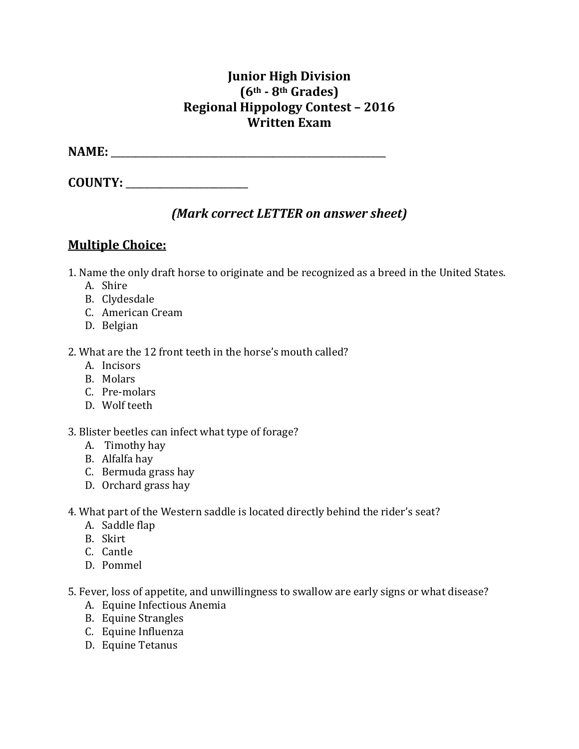# Junior High Division
# (6th - 8th Grades)
# Regional Hippology Contest – 2016
# Written Exam

**NAME:** ______________________________________________

**COUNTY:** ____________________

***(Mark correct LETTER on answer sheet)***

## Multiple Choice:

1. Name the only draft horse to originate and be recognized as a breed in the United States.
   A. Shire
   B. Clydesdale
   C. American Cream
   D. Belgian

2. What are the 12 front teeth in the horse's mouth called?
   A. Incisors
   B. Molars
   C. Pre-molars
   D. Wolf teeth

3. Blister beetles can infect what type of forage?
   A. Timothy hay
   B. Alfalfa hay
   C. Bermuda grass hay
   D. Orchard grass hay

4. What part of the Western saddle is located directly behind the rider's seat?
   A. Saddle flap
   B. Skirt
   C. Cantle
   D. Pommel

5. Fever, loss of appetite, and unwillingness to swallow are early signs or what disease?
   A. Equine Infectious Anemia
   B. Equine Strangles
   C. Equine Influenza
   D. Equine Tetanus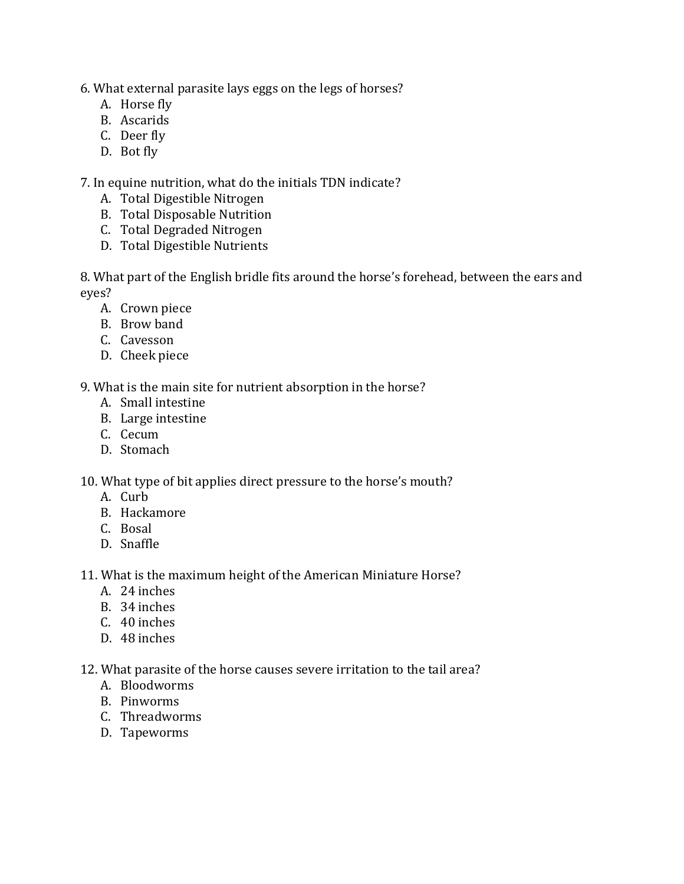6. What external parasite lays eggs on the legs of horses?
   A. Horse fly
   B. Ascarids
   C. Deer fly
   D. Bot fly

7. In equine nutrition, what do the initials TDN indicate?
   A. Total Digestible Nitrogen
   B. Total Disposable Nutrition
   C. Total Degraded Nitrogen
   D. Total Digestible Nutrients

8. What part of the English bridle fits around the horse's forehead, between the ears and eyes?
   A. Crown piece
   B. Brow band
   C. Cavesson
   D. Cheek piece

9. What is the main site for nutrient absorption in the horse?
   A. Small intestine
   B. Large intestine
   C. Cecum
   D. Stomach

10. What type of bit applies direct pressure to the horse's mouth?
    A. Curb
    B. Hackamore
    C. Bosal
    D. Snaffle

11. What is the maximum height of the American Miniature Horse?
    A. 24 inches
    B. 34 inches
    C. 40 inches
    D. 48 inches

12. What parasite of the horse causes severe irritation to the tail area?
    A. Bloodworms
    B. Pinworms
    C. Threadworms
    D. Tapeworms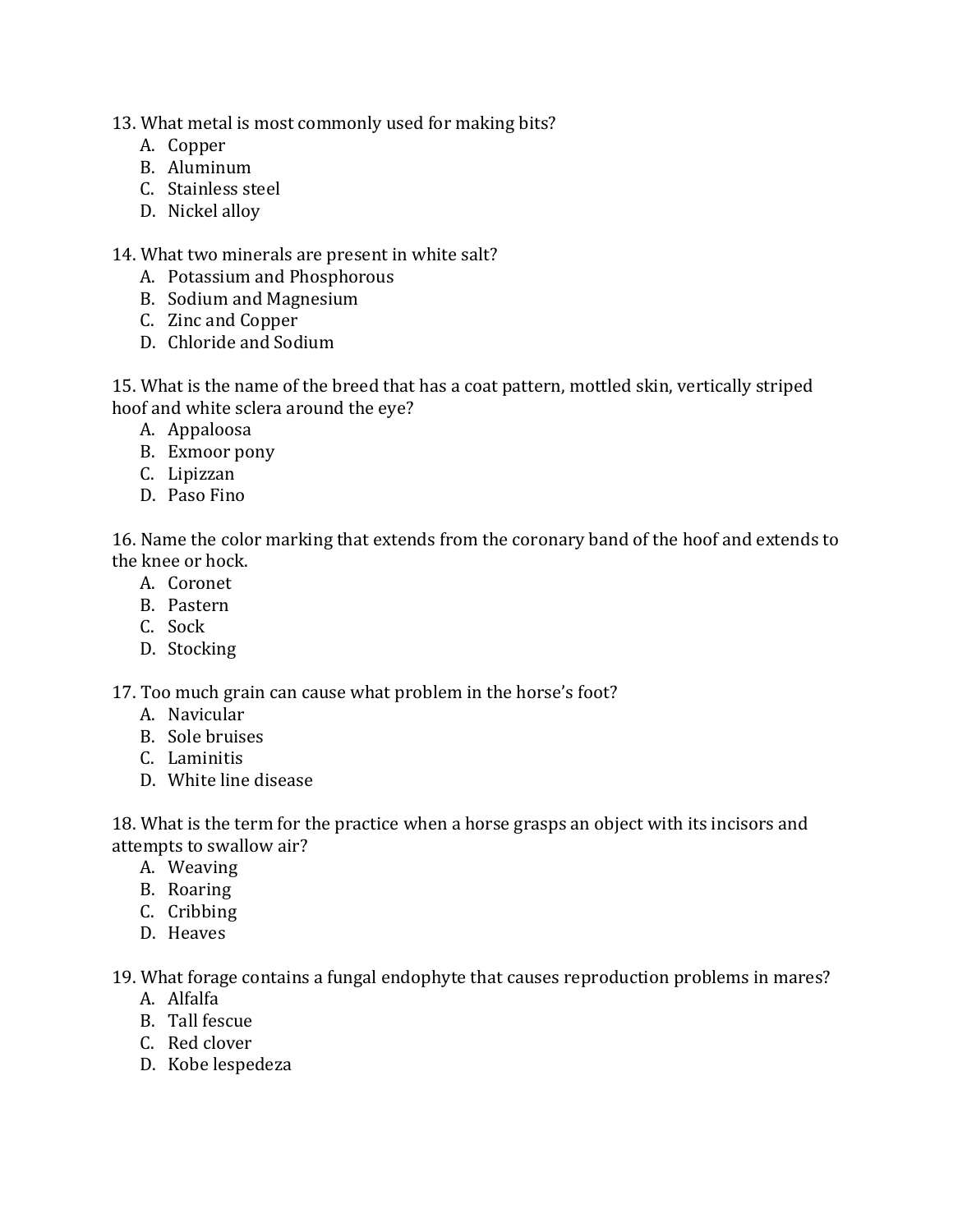13. What metal is most commonly used for making bits?
   A. Copper
   B. Aluminum
   C. Stainless steel
   D. Nickel alloy

14. What two minerals are present in white salt?
   A. Potassium and Phosphorous
   B. Sodium and Magnesium
   C. Zinc and Copper
   D. Chloride and Sodium

15. What is the name of the breed that has a coat pattern, mottled skin, vertically striped hoof and white sclera around the eye?
   A. Appaloosa
   B. Exmoor pony
   C. Lipizzan
   D. Paso Fino

16. Name the color marking that extends from the coronary band of the hoof and extends to the knee or hock.
   A. Coronet
   B. Pastern
   C. Sock
   D. Stocking

17. Too much grain can cause what problem in the horse's foot?
   A. Navicular
   B. Sole bruises
   C. Laminitis
   D. White line disease

18. What is the term for the practice when a horse grasps an object with its incisors and attempts to swallow air?
   A. Weaving
   B. Roaring
   C. Cribbing
   D. Heaves

19. What forage contains a fungal endophyte that causes reproduction problems in mares?
   A. Alfalfa
   B. Tall fescue
   C. Red clover
   D. Kobe lespedeza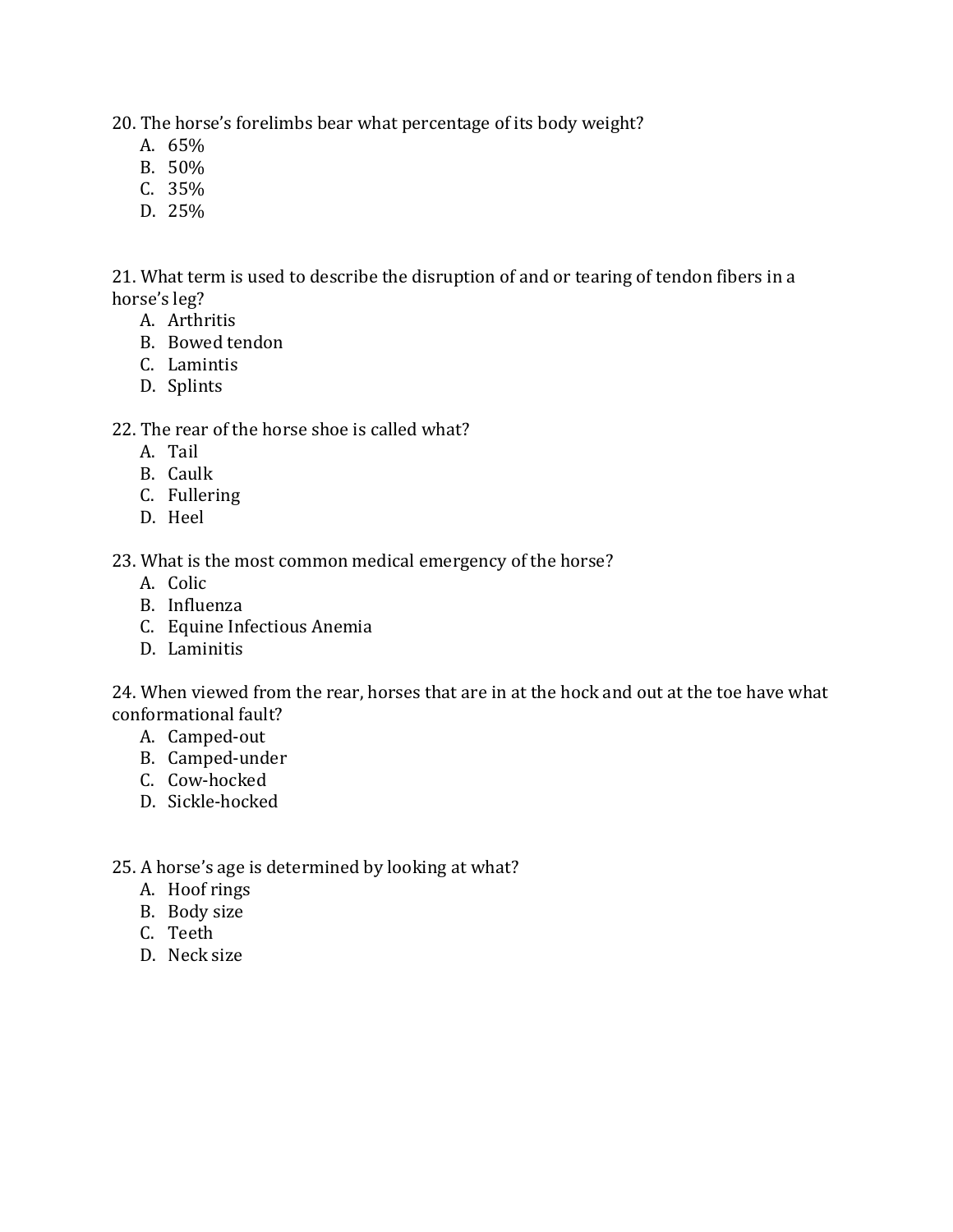20. The horse's forelimbs bear what percentage of its body weight?
    A. 65%
    B. 50%
    C. 35%
    D. 25%

21. What term is used to describe the disruption of and or tearing of tendon fibers in a horse's leg?
    A. Arthritis
    B. Bowed tendon
    C. Lamintis
    D. Splints

22. The rear of the horse shoe is called what?
    A. Tail
    B. Caulk
    C. Fullering
    D. Heel

23. What is the most common medical emergency of the horse?
    A. Colic
    B. Influenza
    C. Equine Infectious Anemia
    D. Laminitis

24. When viewed from the rear, horses that are in at the hock and out at the toe have what conformational fault?
    A. Camped-out
    B. Camped-under
    C. Cow-hocked
    D. Sickle-hocked

25. A horse's age is determined by looking at what?
    A. Hoof rings
    B. Body size
    C. Teeth
    D. Neck size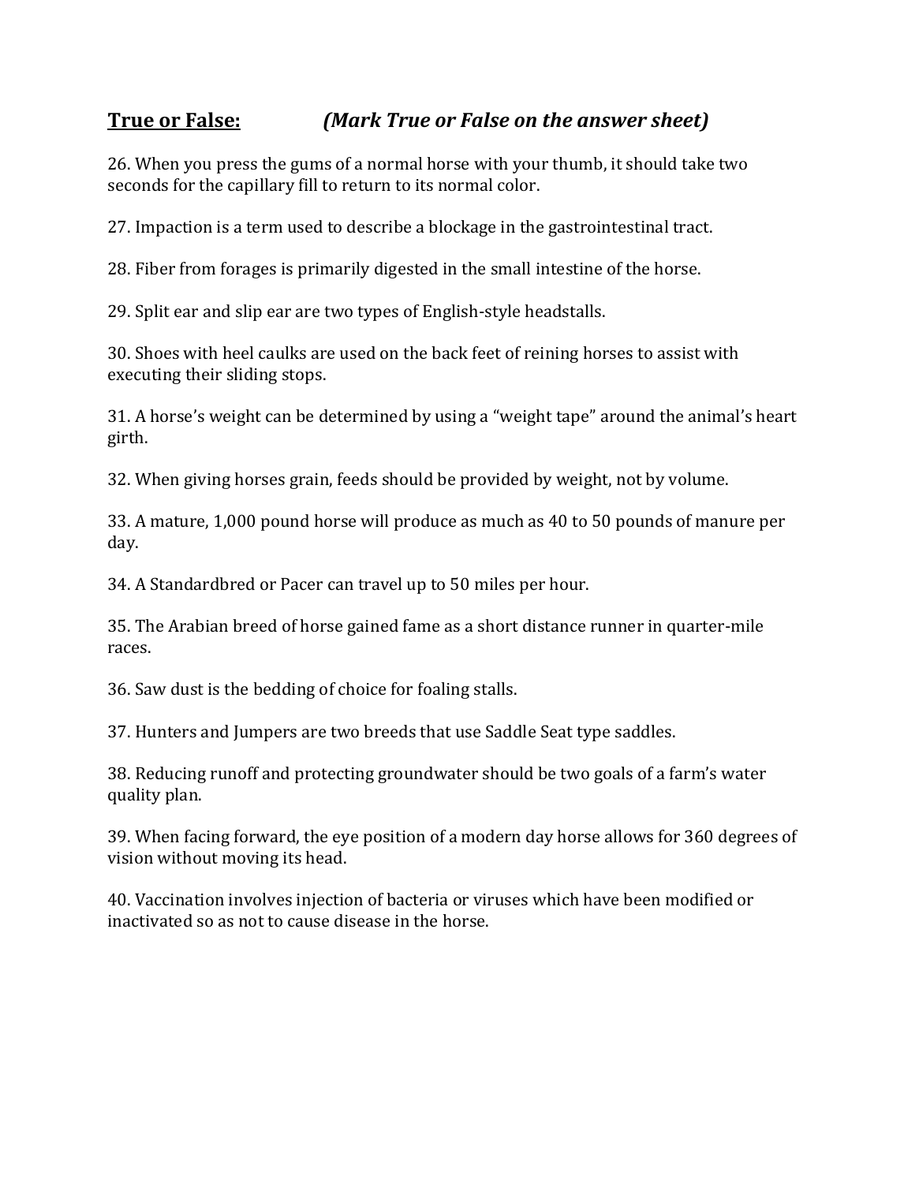**True or False:** ***(Mark True or False on the answer sheet)***

26. When you press the gums of a normal horse with your thumb, it should take two seconds for the capillary fill to return to its normal color.

27. Impaction is a term used to describe a blockage in the gastrointestinal tract.

28. Fiber from forages is primarily digested in the small intestine of the horse.

29. Split ear and slip ear are two types of English-style headstalls.

30. Shoes with heel caulks are used on the back feet of reining horses to assist with executing their sliding stops.

31. A horse's weight can be determined by using a "weight tape" around the animal's heart girth.

32. When giving horses grain, feeds should be provided by weight, not by volume.

33. A mature, 1,000 pound horse will produce as much as 40 to 50 pounds of manure per day.

34. A Standardbred or Pacer can travel up to 50 miles per hour.

35. The Arabian breed of horse gained fame as a short distance runner in quarter-mile races.

36. Saw dust is the bedding of choice for foaling stalls.

37. Hunters and Jumpers are two breeds that use Saddle Seat type saddles.

38. Reducing runoff and protecting groundwater should be two goals of a farm's water quality plan.

39. When facing forward, the eye position of a modern day horse allows for 360 degrees of vision without moving its head.

40. Vaccination involves injection of bacteria or viruses which have been modified or inactivated so as not to cause disease in the horse.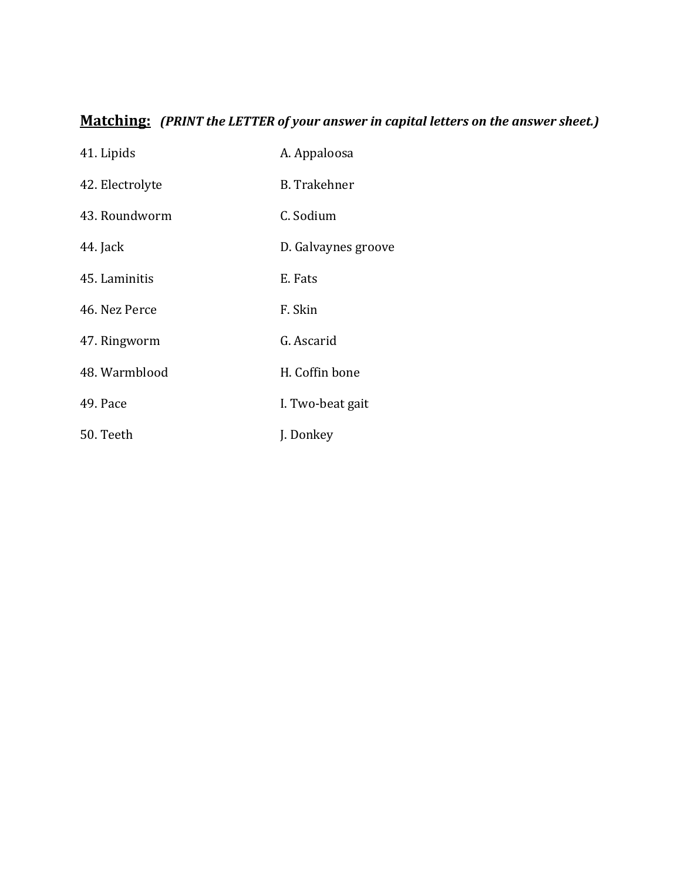**<u>Matching:</u>** ***(PRINT the LETTER of your answer in capital letters on the answer sheet.)***

| | |
|---|---|
| 41. Lipids | A. Appaloosa |
| 42. Electrolyte | B. Trakehner |
| 43. Roundworm | C. Sodium |
| 44. Jack | D. Galvaynes groove |
| 45. Laminitis | E. Fats |
| 46. Nez Perce | F. Skin |
| 47. Ringworm | G. Ascarid |
| 48. Warmblood | H. Coffin bone |
| 49. Pace | I. Two-beat gait |
| 50. Teeth | J. Donkey |